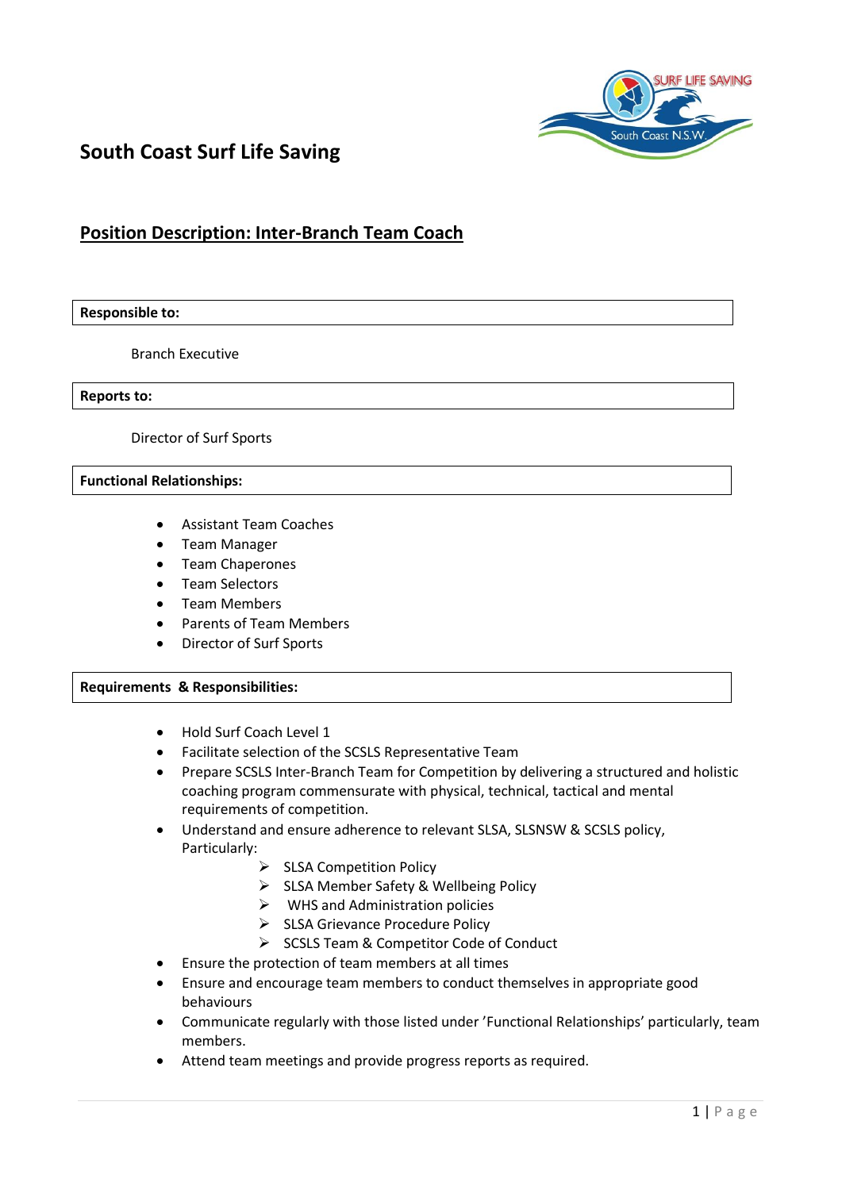# South Coast Surf Life Saving

## Position Description: Inter-Branch Team Coach

**Responsible to:**

Branch Executive

**Reports to:**

Director of Surf Sports

**Functional Relationships:**

- Assistant Team Coaches
- Team Manager
- Team Chaperones
- Team Selectors
- Team Members
- Parents of Team Members
- Director of Surf Sports

**Requirements & Responsibilities:**

- Hold Surf Coach Level 1
- Facilitate selection of the SCSLS Representative Team
- Prepare SCSLS Inter-Branch Team for Competition by delivering a structured and holistic coaching program commensurate with physical, technical, tactical and mental requirements of competition.
- Understand and ensure adherence to relevant SLSA, SLSNSW & SCSLS policy, Particularly:
  - SLSA Competition Policy
  - SLSA Member Safety & Wellbeing Policy
  - WHS and Administration policies
  - SLSA Grievance Procedure Policy
  - SCSLS Team & Competitor Code of Conduct
- Ensure the protection of team members at all times
- Ensure and encourage team members to conduct themselves in appropriate good behaviours
- Communicate regularly with those listed under 'Functional Relationships' particularly, team members.
- Attend team meetings and provide progress reports as required.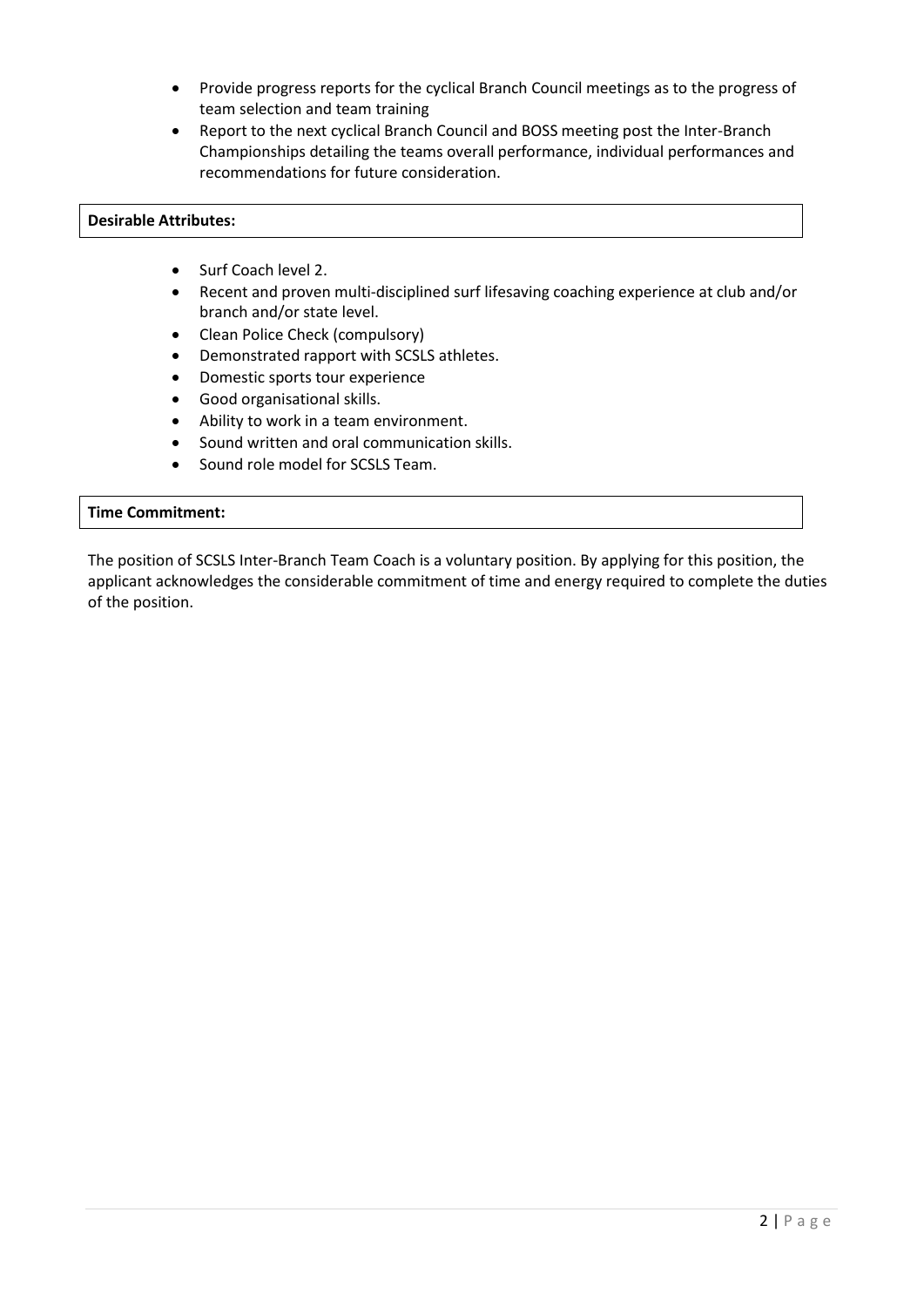- Provide progress reports for the cyclical Branch Council meetings as to the progress of team selection and team training
- Report to the next cyclical Branch Council and BOSS meeting post the Inter-Branch Championships detailing the teams overall performance, individual performances and recommendations for future consideration.

**Desirable Attributes:**

- Surf Coach level 2.
- Recent and proven multi-disciplined surf lifesaving coaching experience at club and/or branch and/or state level.
- Clean Police Check (compulsory)
- Demonstrated rapport with SCSLS athletes.
- Domestic sports tour experience
- Good organisational skills.
- Ability to work in a team environment.
- Sound written and oral communication skills.
- Sound role model for SCSLS Team.

**Time Commitment:**

The position of SCSLS Inter-Branch Team Coach is a voluntary position. By applying for this position, the applicant acknowledges the considerable commitment of time and energy required to complete the duties of the position.